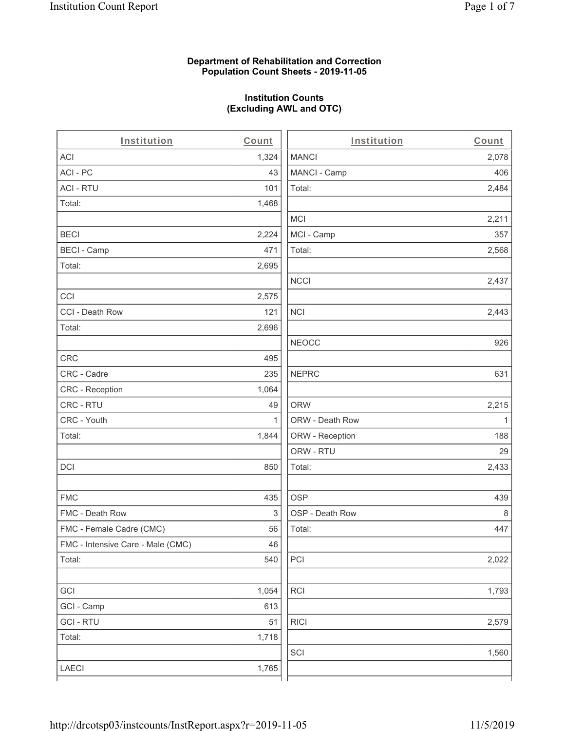**Department of Rehabilitation and Correction**
**Population Count Sheets - 2019-11-05**

**Institution Counts**
**(Excluding AWL and OTC)**

| Institution | Count |
|---|---|
| ACI | 1,324 |
| ACI - PC | 43 |
| ACI - RTU | 101 |
| Total: | 1,468 |
| | |
| BECI | 2,224 |
| BECI - Camp | 471 |
| Total: | 2,695 |
| | |
| CCI | 2,575 |
| CCI - Death Row | 121 |
| Total: | 2,696 |
| | |
| CRC | 495 |
| CRC - Cadre | 235 |
| CRC - Reception | 1,064 |
| CRC - RTU | 49 |
| CRC - Youth | 1 |
| Total: | 1,844 |
| | |
| DCI | 850 |
| | |
| FMC | 435 |
| FMC - Death Row | 3 |
| FMC - Female Cadre (CMC) | 56 |
| FMC - Intensive Care - Male (CMC) | 46 |
| Total: | 540 |
| | |
| GCI | 1,054 |
| GCI - Camp | 613 |
| GCI - RTU | 51 |
| Total: | 1,718 |
| | |
| LAECI | 1,765 |

| Institution | Count |
|---|---|
| MANCI | 2,078 |
| MANCI - Camp | 406 |
| Total: | 2,484 |
| | |
| MCI | 2,211 |
| MCI - Camp | 357 |
| Total: | 2,568 |
| | |
| NCCI | 2,437 |
| | |
| NCI | 2,443 |
| | |
| NEOCC | 926 |
| | |
| NEPRC | 631 |
| | |
| ORW | 2,215 |
| ORW - Death Row | 1 |
| ORW - Reception | 188 |
| ORW - RTU | 29 |
| Total: | 2,433 |
| | |
| OSP | 439 |
| OSP - Death Row | 8 |
| Total: | 447 |
| | |
| PCI | 2,022 |
| | |
| RCI | 1,793 |
| | |
| RICI | 2,579 |
| | |
| SCI | 1,560 |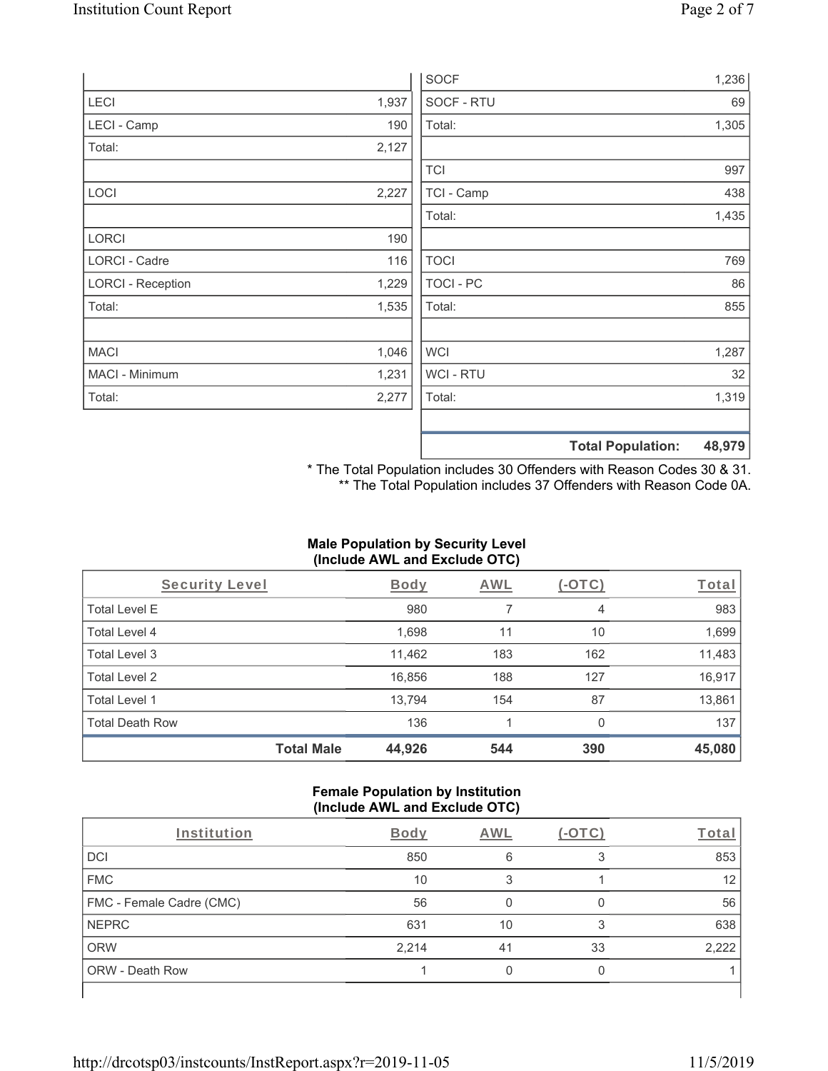| | |
|---|---|
| LECI | 1,937 |
| LECI - Camp | 190 |
| Total: | 2,127 |
| | |
| LOCI | 2,227 |
| | |
| LORCI | 190 |
| LORCI - Cadre | 116 |
| LORCI - Reception | 1,229 |
| Total: | 1,535 |
| | |
| MACI | 1,046 |
| MACI - Minimum | 1,231 |
| Total: | 2,277 |

| | |
|---|---|
| SOCF | 1,236 |
| SOCF - RTU | 69 |
| Total: | 1,305 |
| | |
| TCI | 997 |
| TCI - Camp | 438 |
| Total: | 1,435 |
| | |
| TOCI | 769 |
| TOCI - PC | 86 |
| Total: | 855 |
| | |
| WCI | 1,287 |
| WCI - RTU | 32 |
| Total: | 1,319 |
| | |
| **Total Population:** | **48,979** |

* The Total Population includes 30 Offenders with Reason Codes 30 & 31.
** The Total Population includes 37 Offenders with Reason Code 0A.

**Male Population by Security Level (Include AWL and Exclude OTC)**

| Security Level | Body | AWL | (-OTC) | Total |
|---|---|---|---|---|
| Total Level E | 980 | 7 | 4 | 983 |
| Total Level 4 | 1,698 | 11 | 10 | 1,699 |
| Total Level 3 | 11,462 | 183 | 162 | 11,483 |
| Total Level 2 | 16,856 | 188 | 127 | 16,917 |
| Total Level 1 | 13,794 | 154 | 87 | 13,861 |
| Total Death Row | 136 | 1 | 0 | 137 |
| **Total Male** | **44,926** | **544** | **390** | **45,080** |

**Female Population by Institution (Include AWL and Exclude OTC)**

| Institution | Body | AWL | (-OTC) | Total |
|---|---|---|---|---|
| DCI | 850 | 6 | 3 | 853 |
| FMC | 10 | 3 | 1 | 12 |
| FMC - Female Cadre (CMC) | 56 | 0 | 0 | 56 |
| NEPRC | 631 | 10 | 3 | 638 |
| ORW | 2,214 | 41 | 33 | 2,222 |
| ORW - Death Row | 1 | 0 | 0 | 1 |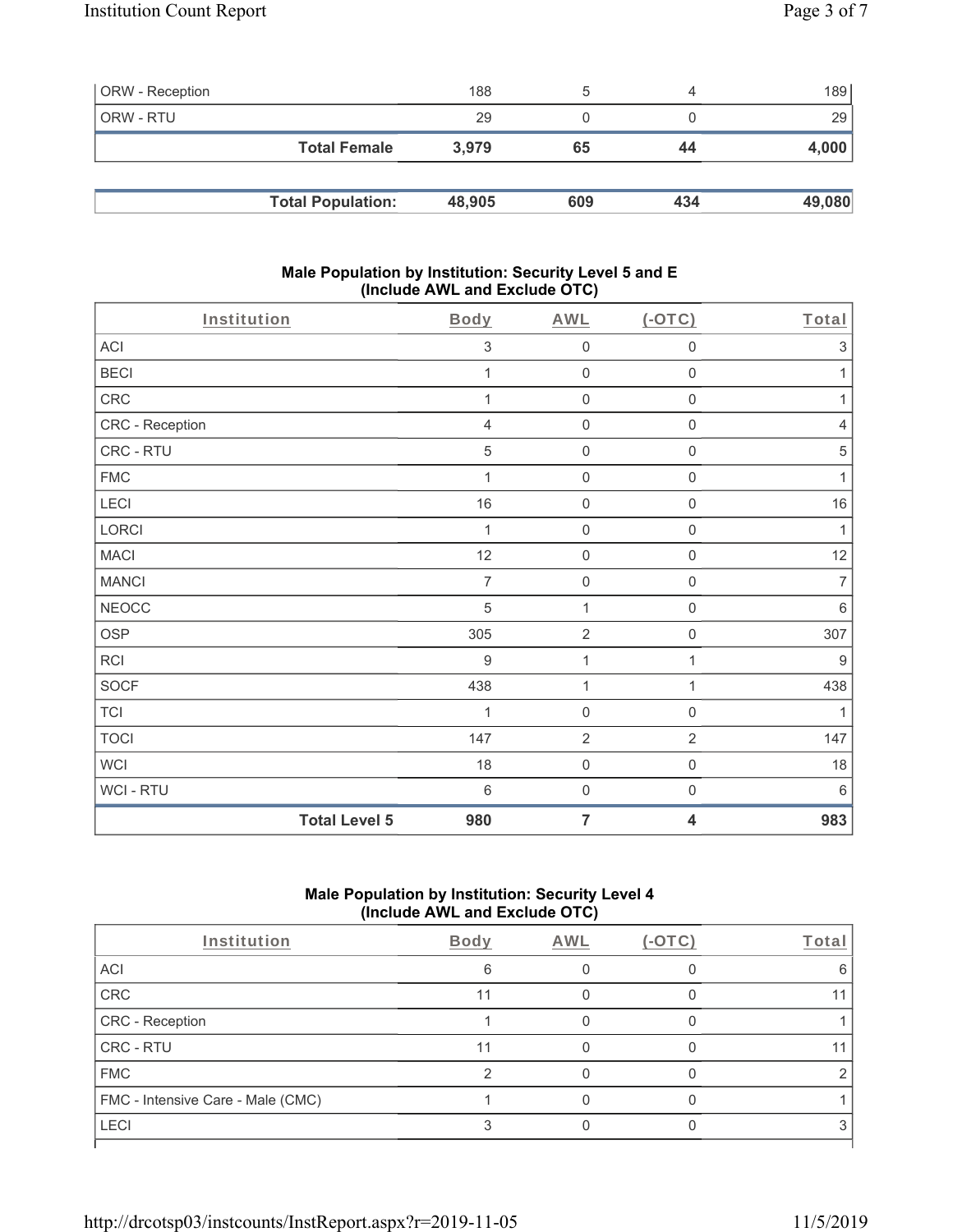| | | | | |
|---|---|---|---|---|
| ORW - Reception | 188 | 5 | 4 | 189 |
| ORW - RTU | 29 | 0 | 0 | 29 |
| **Total Female** | **3,979** | **65** | **44** | **4,000** |

| | | | | |
|---|---|---|---|---|
| **Total Population:** | **48,905** | **609** | **434** | **49,080** |

### Male Population by Institution: Security Level 5 and E (Include AWL and Exclude OTC)

| Institution | Body | AWL | (-OTC) | Total |
|---|---|---|---|---|
| ACI | 3 | 0 | 0 | 3 |
| BECI | 1 | 0 | 0 | 1 |
| CRC | 1 | 0 | 0 | 1 |
| CRC - Reception | 4 | 0 | 0 | 4 |
| CRC - RTU | 5 | 0 | 0 | 5 |
| FMC | 1 | 0 | 0 | 1 |
| LECI | 16 | 0 | 0 | 16 |
| LORCI | 1 | 0 | 0 | 1 |
| MACI | 12 | 0 | 0 | 12 |
| MANCI | 7 | 0 | 0 | 7 |
| NEOCC | 5 | 1 | 0 | 6 |
| OSP | 305 | 2 | 0 | 307 |
| RCI | 9 | 1 | 1 | 9 |
| SOCF | 438 | 1 | 1 | 438 |
| TCI | 1 | 0 | 0 | 1 |
| TOCI | 147 | 2 | 2 | 147 |
| WCI | 18 | 0 | 0 | 18 |
| WCI - RTU | 6 | 0 | 0 | 6 |
| **Total Level 5** | **980** | **7** | **4** | **983** |

### Male Population by Institution: Security Level 4 (Include AWL and Exclude OTC)

| Institution | Body | AWL | (-OTC) | Total |
|---|---|---|---|---|
| ACI | 6 | 0 | 0 | 6 |
| CRC | 11 | 0 | 0 | 11 |
| CRC - Reception | 1 | 0 | 0 | 1 |
| CRC - RTU | 11 | 0 | 0 | 11 |
| FMC | 2 | 0 | 0 | 2 |
| FMC - Intensive Care - Male (CMC) | 1 | 0 | 0 | 1 |
| LECI | 3 | 0 | 0 | 3 |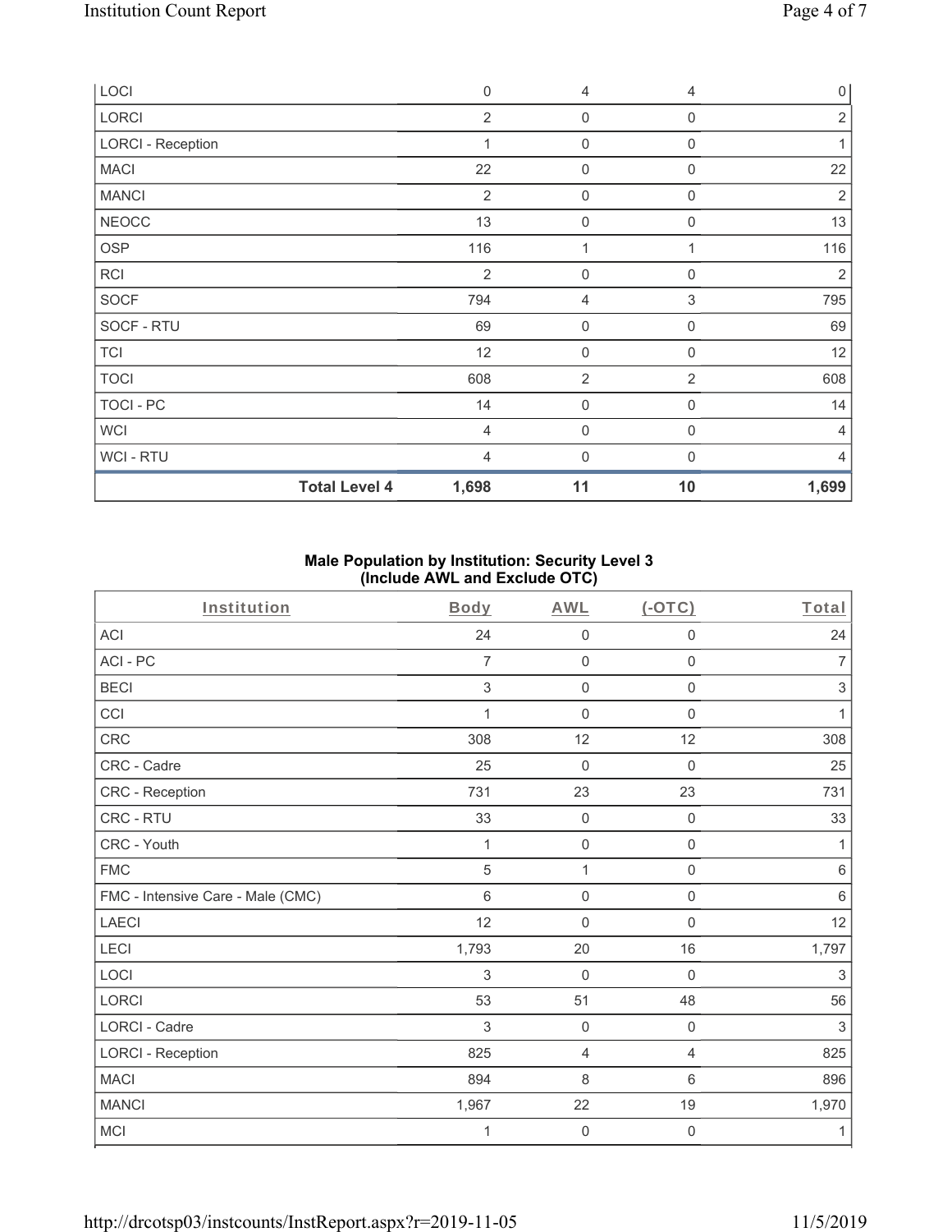| | | | | |
|---|---|---|---|---|
| LOCI | 0 | 4 | 4 | 0 |
| LORCI | 2 | 0 | 0 | 2 |
| LORCI - Reception | 1 | 0 | 0 | 1 |
| MACI | 22 | 0 | 0 | 22 |
| MANCI | 2 | 0 | 0 | 2 |
| NEOCC | 13 | 0 | 0 | 13 |
| OSP | 116 | 1 | 1 | 116 |
| RCI | 2 | 0 | 0 | 2 |
| SOCF | 794 | 4 | 3 | 795 |
| SOCF - RTU | 69 | 0 | 0 | 69 |
| TCI | 12 | 0 | 0 | 12 |
| TOCI | 608 | 2 | 2 | 608 |
| TOCI - PC | 14 | 0 | 0 | 14 |
| WCI | 4 | 0 | 0 | 4 |
| WCI - RTU | 4 | 0 | 0 | 4 |
| **Total Level 4** | **1,698** | **11** | **10** | **1,699** |

### Male Population by Institution: Security Level 3 (Include AWL and Exclude OTC)

| Institution | Body | AWL | (-OTC) | Total |
|---|---|---|---|---|
| ACI | 24 | 0 | 0 | 24 |
| ACI - PC | 7 | 0 | 0 | 7 |
| BECI | 3 | 0 | 0 | 3 |
| CCI | 1 | 0 | 0 | 1 |
| CRC | 308 | 12 | 12 | 308 |
| CRC - Cadre | 25 | 0 | 0 | 25 |
| CRC - Reception | 731 | 23 | 23 | 731 |
| CRC - RTU | 33 | 0 | 0 | 33 |
| CRC - Youth | 1 | 0 | 0 | 1 |
| FMC | 5 | 1 | 0 | 6 |
| FMC - Intensive Care - Male (CMC) | 6 | 0 | 0 | 6 |
| LAECI | 12 | 0 | 0 | 12 |
| LECI | 1,793 | 20 | 16 | 1,797 |
| LOCI | 3 | 0 | 0 | 3 |
| LORCI | 53 | 51 | 48 | 56 |
| LORCI - Cadre | 3 | 0 | 0 | 3 |
| LORCI - Reception | 825 | 4 | 4 | 825 |
| MACI | 894 | 8 | 6 | 896 |
| MANCI | 1,967 | 22 | 19 | 1,970 |
| MCI | 1 | 0 | 0 | 1 |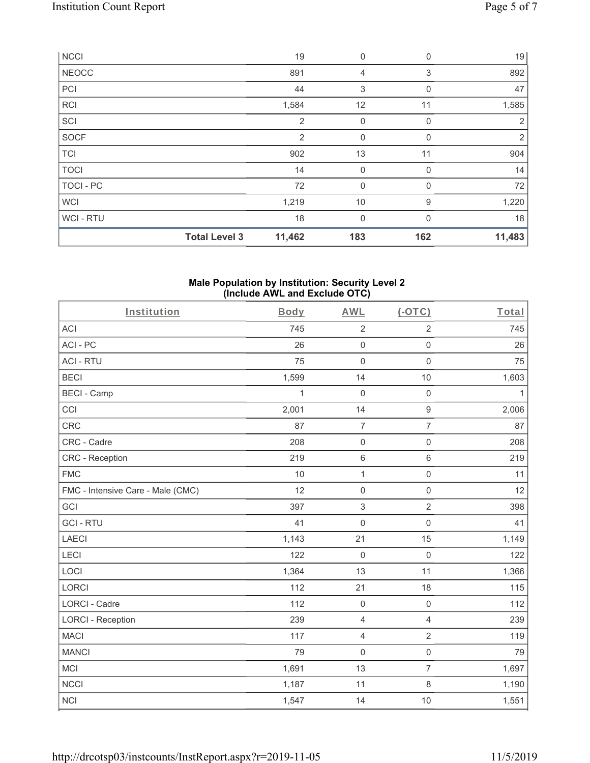| NCCI | | 19 | 0 | 0 | 19 |
|---|---|---|---|---|---|
| NEOCC | | 891 | 4 | 3 | 892 |
| PCI | | 44 | 3 | 0 | 47 |
| RCI | | 1,584 | 12 | 11 | 1,585 |
| SCI | | 2 | 0 | 0 | 2 |
| SOCF | | 2 | 0 | 0 | 2 |
| TCI | | 902 | 13 | 11 | 904 |
| TOCI | | 14 | 0 | 0 | 14 |
| TOCI - PC | | 72 | 0 | 0 | 72 |
| WCI | | 1,219 | 10 | 9 | 1,220 |
| WCI - RTU | | 18 | 0 | 0 | 18 |
| | **Total Level 3** | **11,462** | **183** | **162** | **11,483** |

**Male Population by Institution: Security Level 2 (Include AWL and Exclude OTC)**

| Institution | Body | AWL | (-OTC) | Total |
|---|---|---|---|---|
| ACI | 745 | 2 | 2 | 745 |
| ACI - PC | 26 | 0 | 0 | 26 |
| ACI - RTU | 75 | 0 | 0 | 75 |
| BECI | 1,599 | 14 | 10 | 1,603 |
| BECI - Camp | 1 | 0 | 0 | 1 |
| CCI | 2,001 | 14 | 9 | 2,006 |
| CRC | 87 | 7 | 7 | 87 |
| CRC - Cadre | 208 | 0 | 0 | 208 |
| CRC - Reception | 219 | 6 | 6 | 219 |
| FMC | 10 | 1 | 0 | 11 |
| FMC - Intensive Care - Male (CMC) | 12 | 0 | 0 | 12 |
| GCI | 397 | 3 | 2 | 398 |
| GCI - RTU | 41 | 0 | 0 | 41 |
| LAECI | 1,143 | 21 | 15 | 1,149 |
| LECI | 122 | 0 | 0 | 122 |
| LOCI | 1,364 | 13 | 11 | 1,366 |
| LORCI | 112 | 21 | 18 | 115 |
| LORCI - Cadre | 112 | 0 | 0 | 112 |
| LORCI - Reception | 239 | 4 | 4 | 239 |
| MACI | 117 | 4 | 2 | 119 |
| MANCI | 79 | 0 | 0 | 79 |
| MCI | 1,691 | 13 | 7 | 1,697 |
| NCCI | 1,187 | 11 | 8 | 1,190 |
| NCI | 1,547 | 14 | 10 | 1,551 |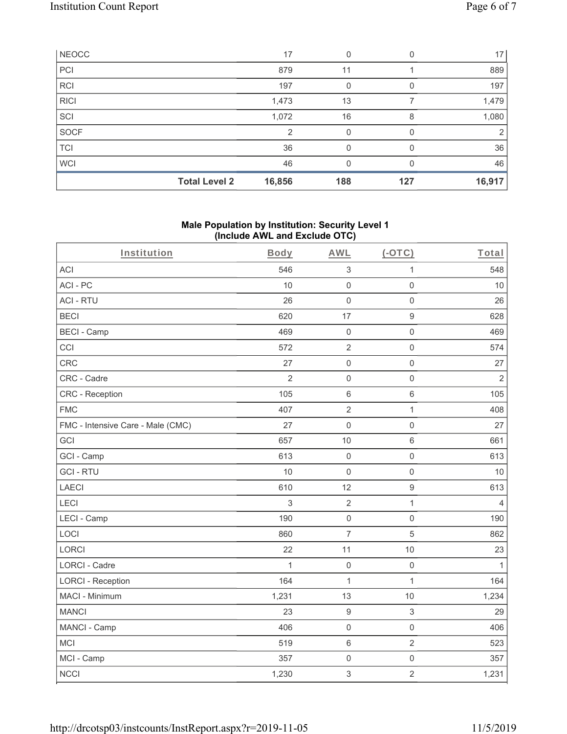| NEOCC | | 17 | 0 | 0 | 17 |
|---|---|---|---|---|---|
| PCI | | 879 | 11 | 1 | 889 |
| RCI | | 197 | 0 | 0 | 197 |
| RICI | | 1,473 | 13 | 7 | 1,479 |
| SCI | | 1,072 | 16 | 8 | 1,080 |
| SOCF | | 2 | 0 | 0 | 2 |
| TCI | | 36 | 0 | 0 | 36 |
| WCI | | 46 | 0 | 0 | 46 |
| | **Total Level 2** | **16,856** | **188** | **127** | **16,917** |

**Male Population by Institution: Security Level 1 (Include AWL and Exclude OTC)**

| Institution | Body | AWL | (-OTC) | Total |
|---|---|---|---|---|
| ACI | 546 | 3 | 1 | 548 |
| ACI - PC | 10 | 0 | 0 | 10 |
| ACI - RTU | 26 | 0 | 0 | 26 |
| BECI | 620 | 17 | 9 | 628 |
| BECI - Camp | 469 | 0 | 0 | 469 |
| CCI | 572 | 2 | 0 | 574 |
| CRC | 27 | 0 | 0 | 27 |
| CRC - Cadre | 2 | 0 | 0 | 2 |
| CRC - Reception | 105 | 6 | 6 | 105 |
| FMC | 407 | 2 | 1 | 408 |
| FMC - Intensive Care - Male (CMC) | 27 | 0 | 0 | 27 |
| GCI | 657 | 10 | 6 | 661 |
| GCI - Camp | 613 | 0 | 0 | 613 |
| GCI - RTU | 10 | 0 | 0 | 10 |
| LAECI | 610 | 12 | 9 | 613 |
| LECI | 3 | 2 | 1 | 4 |
| LECI - Camp | 190 | 0 | 0 | 190 |
| LOCI | 860 | 7 | 5 | 862 |
| LORCI | 22 | 11 | 10 | 23 |
| LORCI - Cadre | 1 | 0 | 0 | 1 |
| LORCI - Reception | 164 | 1 | 1 | 164 |
| MACI - Minimum | 1,231 | 13 | 10 | 1,234 |
| MANCI | 23 | 9 | 3 | 29 |
| MANCI - Camp | 406 | 0 | 0 | 406 |
| MCI | 519 | 6 | 2 | 523 |
| MCI - Camp | 357 | 0 | 0 | 357 |
| NCCI | 1,230 | 3 | 2 | 1,231 |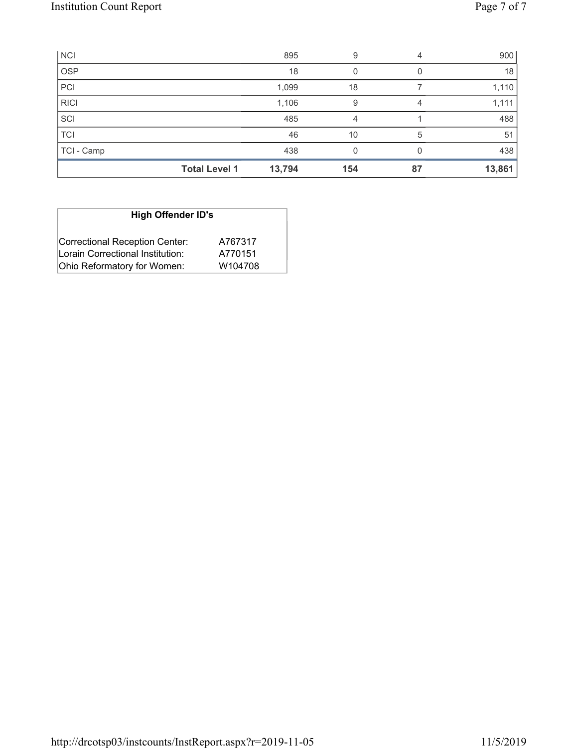| | | | | |
|---|---|---|---|---|
| NCI | 895 | 9 | 4 | 900 |
| OSP | 18 | 0 | 0 | 18 |
| PCI | 1,099 | 18 | 7 | 1,110 |
| RICI | 1,106 | 9 | 4 | 1,111 |
| SCI | 485 | 4 | 1 | 488 |
| TCI | 46 | 10 | 5 | 51 |
| TCI - Camp | 438 | 0 | 0 | 438 |
| **Total Level 1** | **13,794** | **154** | **87** | **13,861** |

| **High Offender ID's** | |
|---|---|
| Correctional Reception Center: | A767317 |
| Lorain Correctional Institution: | A770151 |
| Ohio Reformatory for Women: | W104708 |